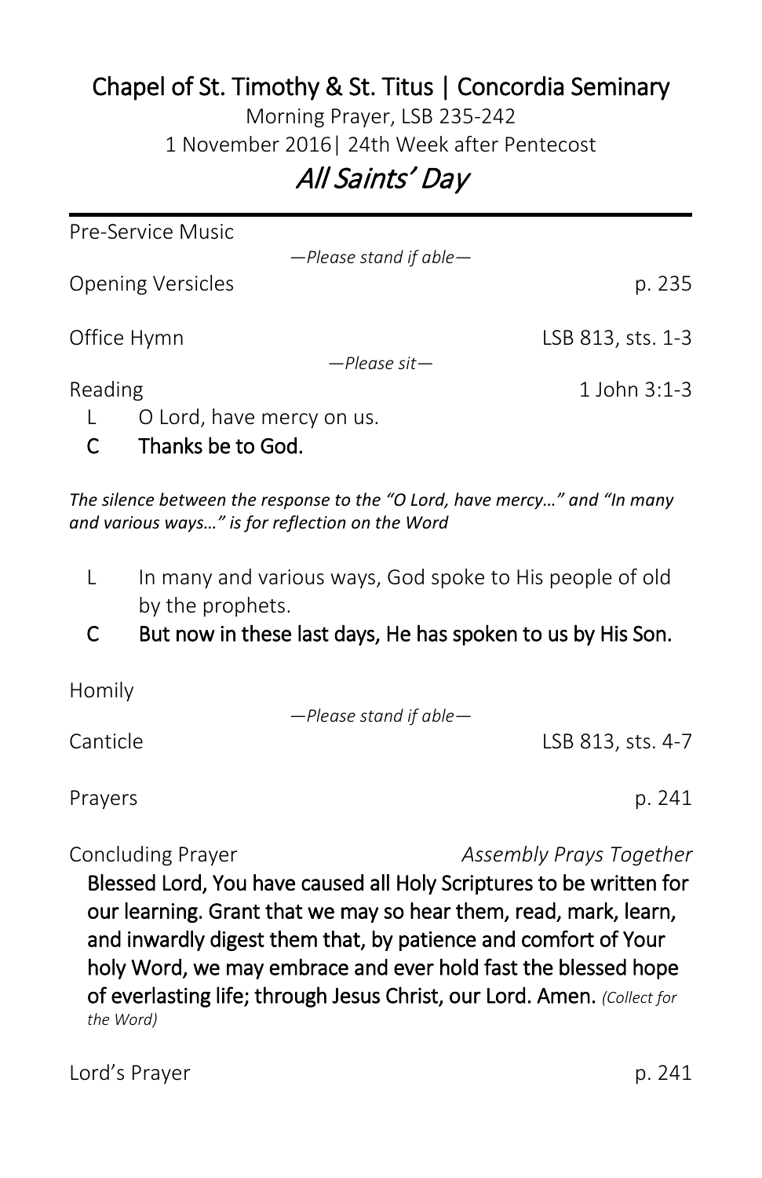## Chapel of St. Timothy & St. Titus | Concordia Seminary

Morning Prayer, LSB 235-242

1 November 2016| 24th Week after Pentecost

# *All Saints' Day*

---

Pre-Service Music

*—Please stand if able—*

Opening Versicles — p. 235

Office Hymn — LSB 813, sts. 1-3

*—Please sit—*

Reading — 1 John 3:1-3

L  O Lord, have mercy on us.

**C  Thanks be to God.**

***The silence between the response to the "O Lord, have mercy…" and "In many and various ways…" is for reflection on the Word***

L  In many and various ways, God spoke to His people of old by the prophets.

**C  But now in these last days, He has spoken to us by His Son.**

Homily

*—Please stand if able—*

Canticle — LSB 813, sts. 4-7

Prayers — p. 241

Concluding Prayer — *Assembly Prays Together*

**Blessed Lord, You have caused all Holy Scriptures to be written for our learning. Grant that we may so hear them, read, mark, learn, and inwardly digest them that, by patience and comfort of Your holy Word, we may embrace and ever hold fast the blessed hope of everlasting life; through Jesus Christ, our Lord. Amen.** *(Collect for the Word)*

Lord's Prayer — p. 241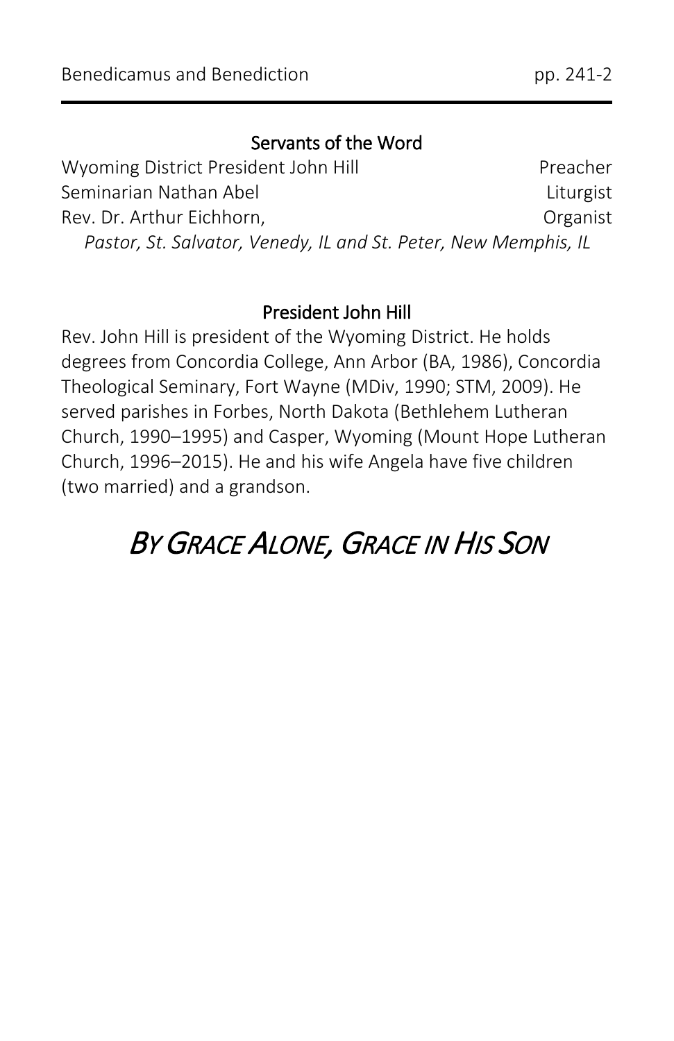Benedicamus and Benediction pp. 241-2

## Servants of the Word

| | |
|---|---|
| Wyoming District President John Hill | Preacher |
| Seminarian Nathan Abel | Liturgist |
| Rev. Dr. Arthur Eichhorn, | Organist |

*Pastor, St. Salvator, Venedy, IL and St. Peter, New Memphis, IL*

## President John Hill

Rev. John Hill is president of the Wyoming District. He holds degrees from Concordia College, Ann Arbor (BA, 1986), Concordia Theological Seminary, Fort Wayne (MDiv, 1990; STM, 2009). He served parishes in Forbes, North Dakota (Bethlehem Lutheran Church, 1990–1995) and Casper, Wyoming (Mount Hope Lutheran Church, 1996–2015). He and his wife Angela have five children (two married) and a grandson.

# *By Grace Alone, Grace in His Son*